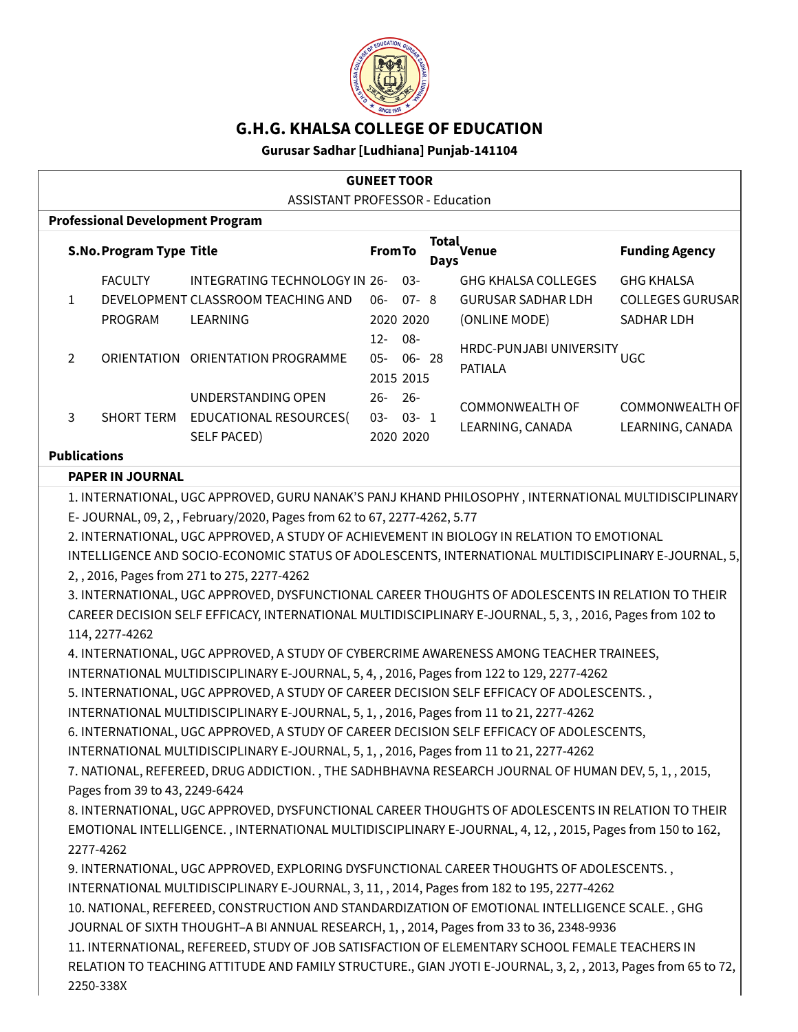# G.H.G. KHALSA COLLEGE OF EDUCATION

**Gurusar Sadhar [Ludhiana] Punjab-141104**

**GUNEET TOOR**

ASSISTANT PROFESSOR - Education

**Professional Development Program**

| S.No. | Program Type | Title | From | To | Total Days | Venue | Funding Agency |
|---|---|---|---|---|---|---|---|
| 1 | FACULTY DEVELOPMENT PROGRAM | INTEGRATING TECHNOLOGY IN CLASSROOM TEACHING AND LEARNING | 26-06-2020 | 03-07-2020 | 8 | GHG KHALSA COLLEGES GURUSAR SADHAR LDH (ONLINE MODE) | GHG KHALSA COLLEGES GURUSAR SADHAR LDH |
| 2 | ORIENTATION | ORIENTATION PROGRAMME | 12-05-2015 | 08-06-2015 | 28 | HRDC-PUNJABI UNIVERSITY PATIALA | UGC |
| 3 | SHORT TERM | UNDERSTANDING OPEN EDUCATIONAL RESOURCES( SELF PACED) | 26-03-2020 | 26-03-2020 | 1 | COMMONWEALTH OF LEARNING, CANADA | COMMONWEALTH OF LEARNING, CANADA |

**Publications**

**PAPER IN JOURNAL**

1. INTERNATIONAL, UGC APPROVED, GURU NANAK'S PANJ KHAND PHILOSOPHY , INTERNATIONAL MULTIDISCIPLINARY E- JOURNAL, 09, 2, , February/2020, Pages from 62 to 67, 2277-4262, 5.77
2. INTERNATIONAL, UGC APPROVED, A STUDY OF ACHIEVEMENT IN BIOLOGY IN RELATION TO EMOTIONAL INTELLIGENCE AND SOCIO-ECONOMIC STATUS OF ADOLESCENTS, INTERNATIONAL MULTIDISCIPLINARY E-JOURNAL, 5, 2, , 2016, Pages from 271 to 275, 2277-4262
3. INTERNATIONAL, UGC APPROVED, DYSFUNCTIONAL CAREER THOUGHTS OF ADOLESCENTS IN RELATION TO THEIR CAREER DECISION SELF EFFICACY, INTERNATIONAL MULTIDISCIPLINARY E-JOURNAL, 5, 3, , 2016, Pages from 102 to 114, 2277-4262
4. INTERNATIONAL, UGC APPROVED, A STUDY OF CYBERCRIME AWARENESS AMONG TEACHER TRAINEES, INTERNATIONAL MULTIDISCIPLINARY E-JOURNAL, 5, 4, , 2016, Pages from 122 to 129, 2277-4262
5. INTERNATIONAL, UGC APPROVED, A STUDY OF CAREER DECISION SELF EFFICACY OF ADOLESCENTS. , INTERNATIONAL MULTIDISCIPLINARY E-JOURNAL, 5, 1, , 2016, Pages from 11 to 21, 2277-4262
6. INTERNATIONAL, UGC APPROVED, A STUDY OF CAREER DECISION SELF EFFICACY OF ADOLESCENTS, INTERNATIONAL MULTIDISCIPLINARY E-JOURNAL, 5, 1, , 2016, Pages from 11 to 21, 2277-4262
7. NATIONAL, REFEREED, DRUG ADDICTION. , THE SADHBHAVNA RESEARCH JOURNAL OF HUMAN DEV, 5, 1, , 2015, Pages from 39 to 43, 2249-6424
8. INTERNATIONAL, UGC APPROVED, DYSFUNCTIONAL CAREER THOUGHTS OF ADOLESCENTS IN RELATION TO THEIR EMOTIONAL INTELLIGENCE. , INTERNATIONAL MULTIDISCIPLINARY E-JOURNAL, 4, 12, , 2015, Pages from 150 to 162, 2277-4262
9. INTERNATIONAL, UGC APPROVED, EXPLORING DYSFUNCTIONAL CAREER THOUGHTS OF ADOLESCENTS. , INTERNATIONAL MULTIDISCIPLINARY E-JOURNAL, 3, 11, , 2014, Pages from 182 to 195, 2277-4262
10. NATIONAL, REFEREED, CONSTRUCTION AND STANDARDIZATION OF EMOTIONAL INTELLIGENCE SCALE. , GHG JOURNAL OF SIXTH THOUGHT–A BI ANNUAL RESEARCH, 1, , 2014, Pages from 33 to 36, 2348-9936
11. INTERNATIONAL, REFEREED, STUDY OF JOB SATISFACTION OF ELEMENTARY SCHOOL FEMALE TEACHERS IN RELATION TO TEACHING ATTITUDE AND FAMILY STRUCTURE., GIAN JYOTI E-JOURNAL, 3, 2, , 2013, Pages from 65 to 72, 2250-338X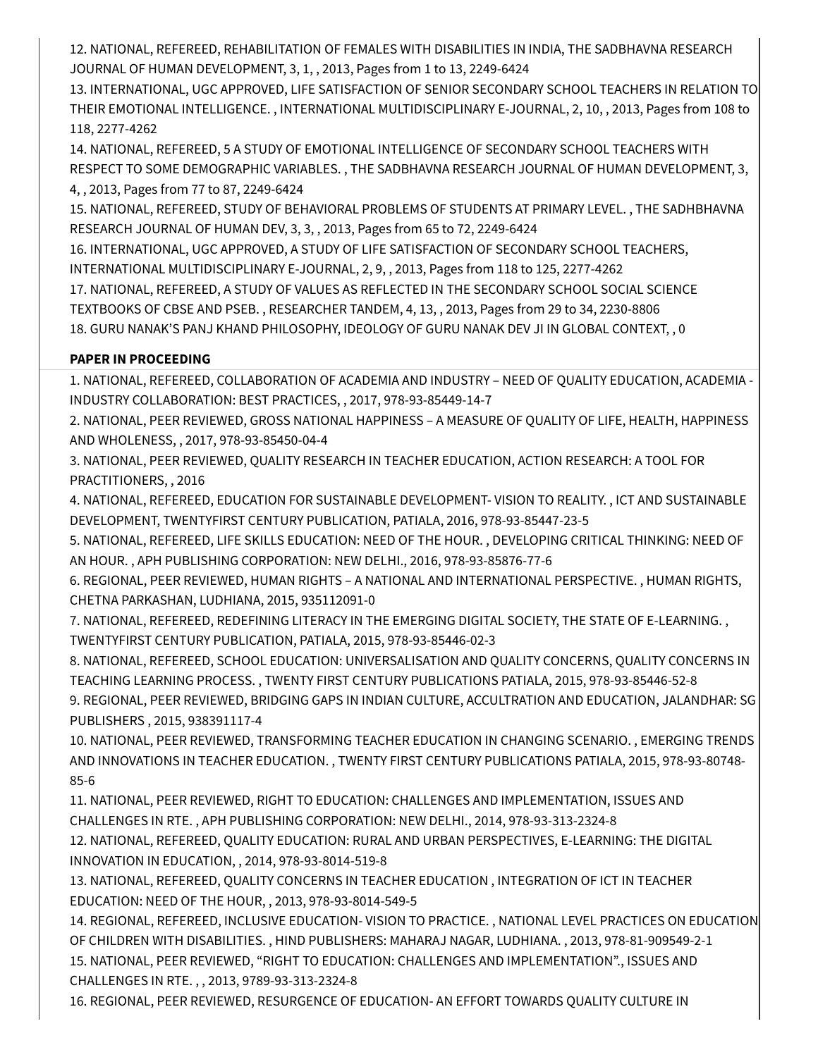12. NATIONAL, REFEREED, REHABILITATION OF FEMALES WITH DISABILITIES IN INDIA, THE SADBHAVNA RESEARCH JOURNAL OF HUMAN DEVELOPMENT, 3, 1, , 2013, Pages from 1 to 13, 2249-6424

13. INTERNATIONAL, UGC APPROVED, LIFE SATISFACTION OF SENIOR SECONDARY SCHOOL TEACHERS IN RELATION TO THEIR EMOTIONAL INTELLIGENCE. , INTERNATIONAL MULTIDISCIPLINARY E-JOURNAL, 2, 10, , 2013, Pages from 108 to 118, 2277-4262

14. NATIONAL, REFEREED, 5 A STUDY OF EMOTIONAL INTELLIGENCE OF SECONDARY SCHOOL TEACHERS WITH RESPECT TO SOME DEMOGRAPHIC VARIABLES. , THE SADBHAVNA RESEARCH JOURNAL OF HUMAN DEVELOPMENT, 3, 4, , 2013, Pages from 77 to 87, 2249-6424

15. NATIONAL, REFEREED, STUDY OF BEHAVIORAL PROBLEMS OF STUDENTS AT PRIMARY LEVEL. , THE SADHBHAVNA RESEARCH JOURNAL OF HUMAN DEV, 3, 3, , 2013, Pages from 65 to 72, 2249-6424

16. INTERNATIONAL, UGC APPROVED, A STUDY OF LIFE SATISFACTION OF SECONDARY SCHOOL TEACHERS, INTERNATIONAL MULTIDISCIPLINARY E-JOURNAL, 2, 9, , 2013, Pages from 118 to 125, 2277-4262

17. NATIONAL, REFEREED, A STUDY OF VALUES AS REFLECTED IN THE SECONDARY SCHOOL SOCIAL SCIENCE TEXTBOOKS OF CBSE AND PSEB. , RESEARCHER TANDEM, 4, 13, , 2013, Pages from 29 to 34, 2230-8806

18. GURU NANAK'S PANJ KHAND PHILOSOPHY, IDEOLOGY OF GURU NANAK DEV JI IN GLOBAL CONTEXT, , 0

**PAPER IN PROCEEDING**

1. NATIONAL, REFEREED, COLLABORATION OF ACADEMIA AND INDUSTRY – NEED OF QUALITY EDUCATION, ACADEMIA - INDUSTRY COLLABORATION: BEST PRACTICES, , 2017, 978-93-85449-14-7

2. NATIONAL, PEER REVIEWED, GROSS NATIONAL HAPPINESS – A MEASURE OF QUALITY OF LIFE, HEALTH, HAPPINESS AND WHOLENESS, , 2017, 978-93-85450-04-4

3. NATIONAL, PEER REVIEWED, QUALITY RESEARCH IN TEACHER EDUCATION, ACTION RESEARCH: A TOOL FOR PRACTITIONERS, , 2016

4. NATIONAL, REFEREED, EDUCATION FOR SUSTAINABLE DEVELOPMENT- VISION TO REALITY. , ICT AND SUSTAINABLE DEVELOPMENT, TWENTYFIRST CENTURY PUBLICATION, PATIALA, 2016, 978-93-85447-23-5

5. NATIONAL, REFEREED, LIFE SKILLS EDUCATION: NEED OF THE HOUR. , DEVELOPING CRITICAL THINKING: NEED OF AN HOUR. , APH PUBLISHING CORPORATION: NEW DELHI., 2016, 978-93-85876-77-6

6. REGIONAL, PEER REVIEWED, HUMAN RIGHTS – A NATIONAL AND INTERNATIONAL PERSPECTIVE. , HUMAN RIGHTS, CHETNA PARKASHAN, LUDHIANA, 2015, 935112091-0

7. NATIONAL, REFEREED, REDEFINING LITERACY IN THE EMERGING DIGITAL SOCIETY, THE STATE OF E-LEARNING. , TWENTYFIRST CENTURY PUBLICATION, PATIALA, 2015, 978-93-85446-02-3

8. NATIONAL, REFEREED, SCHOOL EDUCATION: UNIVERSALISATION AND QUALITY CONCERNS, QUALITY CONCERNS IN TEACHING LEARNING PROCESS. , TWENTY FIRST CENTURY PUBLICATIONS PATIALA, 2015, 978-93-85446-52-8

9. REGIONAL, PEER REVIEWED, BRIDGING GAPS IN INDIAN CULTURE, ACCULTRATION AND EDUCATION, JALANDHAR: SG PUBLISHERS , 2015, 938391117-4

10. NATIONAL, PEER REVIEWED, TRANSFORMING TEACHER EDUCATION IN CHANGING SCENARIO. , EMERGING TRENDS AND INNOVATIONS IN TEACHER EDUCATION. , TWENTY FIRST CENTURY PUBLICATIONS PATIALA, 2015, 978-93-80748-85-6

11. NATIONAL, PEER REVIEWED, RIGHT TO EDUCATION: CHALLENGES AND IMPLEMENTATION, ISSUES AND CHALLENGES IN RTE. , APH PUBLISHING CORPORATION: NEW DELHI., 2014, 978-93-313-2324-8

12. NATIONAL, REFEREED, QUALITY EDUCATION: RURAL AND URBAN PERSPECTIVES, E-LEARNING: THE DIGITAL INNOVATION IN EDUCATION, , 2014, 978-93-8014-519-8

13. NATIONAL, REFEREED, QUALITY CONCERNS IN TEACHER EDUCATION , INTEGRATION OF ICT IN TEACHER EDUCATION: NEED OF THE HOUR, , 2013, 978-93-8014-549-5

14. REGIONAL, REFEREED, INCLUSIVE EDUCATION- VISION TO PRACTICE. , NATIONAL LEVEL PRACTICES ON EDUCATION OF CHILDREN WITH DISABILITIES. , HIND PUBLISHERS: MAHARAJ NAGAR, LUDHIANA. , 2013, 978-81-909549-2-1

15. NATIONAL, PEER REVIEWED, "RIGHT TO EDUCATION: CHALLENGES AND IMPLEMENTATION"., ISSUES AND CHALLENGES IN RTE. , , 2013, 9789-93-313-2324-8

16. REGIONAL, PEER REVIEWED, RESURGENCE OF EDUCATION- AN EFFORT TOWARDS QUALITY CULTURE IN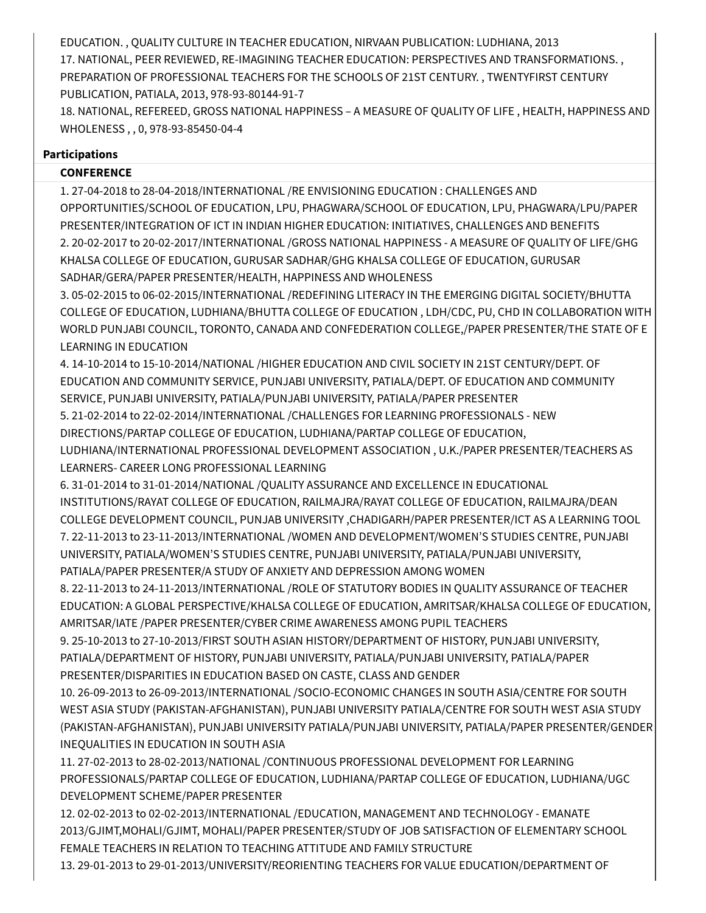EDUCATION. , QUALITY CULTURE IN TEACHER EDUCATION, NIRVAAN PUBLICATION: LUDHIANA, 2013

17. NATIONAL, PEER REVIEWED, RE-IMAGINING TEACHER EDUCATION: PERSPECTIVES AND TRANSFORMATIONS. , PREPARATION OF PROFESSIONAL TEACHERS FOR THE SCHOOLS OF 21ST CENTURY. , TWENTYFIRST CENTURY PUBLICATION, PATIALA, 2013, 978-93-80144-91-7

18. NATIONAL, REFEREED, GROSS NATIONAL HAPPINESS – A MEASURE OF QUALITY OF LIFE , HEALTH, HAPPINESS AND WHOLENESS , , 0, 978-93-85450-04-4

**Participations**

**CONFERENCE**

1. 27-04-2018 to 28-04-2018/INTERNATIONAL /RE ENVISIONING EDUCATION : CHALLENGES AND OPPORTUNITIES/SCHOOL OF EDUCATION, LPU, PHAGWARA/SCHOOL OF EDUCATION, LPU, PHAGWARA/LPU/PAPER PRESENTER/INTEGRATION OF ICT IN INDIAN HIGHER EDUCATION: INITIATIVES, CHALLENGES AND BENEFITS
2. 20-02-2017 to 20-02-2017/INTERNATIONAL /GROSS NATIONAL HAPPINESS - A MEASURE OF QUALITY OF LIFE/GHG KHALSA COLLEGE OF EDUCATION, GURUSAR SADHAR/GHG KHALSA COLLEGE OF EDUCATION, GURUSAR SADHAR/GERA/PAPER PRESENTER/HEALTH, HAPPINESS AND WHOLENESS
3. 05-02-2015 to 06-02-2015/INTERNATIONAL /REDEFINING LITERACY IN THE EMERGING DIGITAL SOCIETY/BHUTTA COLLEGE OF EDUCATION, LUDHIANA/BHUTTA COLLEGE OF EDUCATION , LDH/CDC, PU, CHD IN COLLABORATION WITH WORLD PUNJABI COUNCIL, TORONTO, CANADA AND CONFEDERATION COLLEGE,/PAPER PRESENTER/THE STATE OF E LEARNING IN EDUCATION
4. 14-10-2014 to 15-10-2014/NATIONAL /HIGHER EDUCATION AND CIVIL SOCIETY IN 21ST CENTURY/DEPT. OF EDUCATION AND COMMUNITY SERVICE, PUNJABI UNIVERSITY, PATIALA/DEPT. OF EDUCATION AND COMMUNITY SERVICE, PUNJABI UNIVERSITY, PATIALA/PUNJABI UNIVERSITY, PATIALA/PAPER PRESENTER
5. 21-02-2014 to 22-02-2014/INTERNATIONAL /CHALLENGES FOR LEARNING PROFESSIONALS - NEW DIRECTIONS/PARTAP COLLEGE OF EDUCATION, LUDHIANA/PARTAP COLLEGE OF EDUCATION, LUDHIANA/INTERNATIONAL PROFESSIONAL DEVELOPMENT ASSOCIATION , U.K./PAPER PRESENTER/TEACHERS AS LEARNERS- CAREER LONG PROFESSIONAL LEARNING
6. 31-01-2014 to 31-01-2014/NATIONAL /QUALITY ASSURANCE AND EXCELLENCE IN EDUCATIONAL INSTITUTIONS/RAYAT COLLEGE OF EDUCATION, RAILMAJRA/RAYAT COLLEGE OF EDUCATION, RAILMAJRA/DEAN COLLEGE DEVELOPMENT COUNCIL, PUNJAB UNIVERSITY ,CHADIGARH/PAPER PRESENTER/ICT AS A LEARNING TOOL
7. 22-11-2013 to 23-11-2013/INTERNATIONAL /WOMEN AND DEVELOPMENT/WOMEN'S STUDIES CENTRE, PUNJABI UNIVERSITY, PATIALA/WOMEN'S STUDIES CENTRE, PUNJABI UNIVERSITY, PATIALA/PUNJABI UNIVERSITY, PATIALA/PAPER PRESENTER/A STUDY OF ANXIETY AND DEPRESSION AMONG WOMEN
8. 22-11-2013 to 24-11-2013/INTERNATIONAL /ROLE OF STATUTORY BODIES IN QUALITY ASSURANCE OF TEACHER EDUCATION: A GLOBAL PERSPECTIVE/KHALSA COLLEGE OF EDUCATION, AMRITSAR/KHALSA COLLEGE OF EDUCATION, AMRITSAR/IATE /PAPER PRESENTER/CYBER CRIME AWARENESS AMONG PUPIL TEACHERS
9. 25-10-2013 to 27-10-2013/FIRST SOUTH ASIAN HISTORY/DEPARTMENT OF HISTORY, PUNJABI UNIVERSITY, PATIALA/DEPARTMENT OF HISTORY, PUNJABI UNIVERSITY, PATIALA/PUNJABI UNIVERSITY, PATIALA/PAPER PRESENTER/DISPARITIES IN EDUCATION BASED ON CASTE, CLASS AND GENDER
10. 26-09-2013 to 26-09-2013/INTERNATIONAL /SOCIO-ECONOMIC CHANGES IN SOUTH ASIA/CENTRE FOR SOUTH WEST ASIA STUDY (PAKISTAN-AFGHANISTAN), PUNJABI UNIVERSITY PATIALA/CENTRE FOR SOUTH WEST ASIA STUDY (PAKISTAN-AFGHANISTAN), PUNJABI UNIVERSITY PATIALA/PUNJABI UNIVERSITY, PATIALA/PAPER PRESENTER/GENDER INEQUALITIES IN EDUCATION IN SOUTH ASIA
11. 27-02-2013 to 28-02-2013/NATIONAL /CONTINUOUS PROFESSIONAL DEVELOPMENT FOR LEARNING PROFESSIONALS/PARTAP COLLEGE OF EDUCATION, LUDHIANA/PARTAP COLLEGE OF EDUCATION, LUDHIANA/UGC DEVELOPMENT SCHEME/PAPER PRESENTER
12. 02-02-2013 to 02-02-2013/INTERNATIONAL /EDUCATION, MANAGEMENT AND TECHNOLOGY - EMANATE 2013/GJIMT,MOHALI/GJIMT, MOHALI/PAPER PRESENTER/STUDY OF JOB SATISFACTION OF ELEMENTARY SCHOOL FEMALE TEACHERS IN RELATION TO TEACHING ATTITUDE AND FAMILY STRUCTURE
13. 29-01-2013 to 29-01-2013/UNIVERSITY/REORIENTING TEACHERS FOR VALUE EDUCATION/DEPARTMENT OF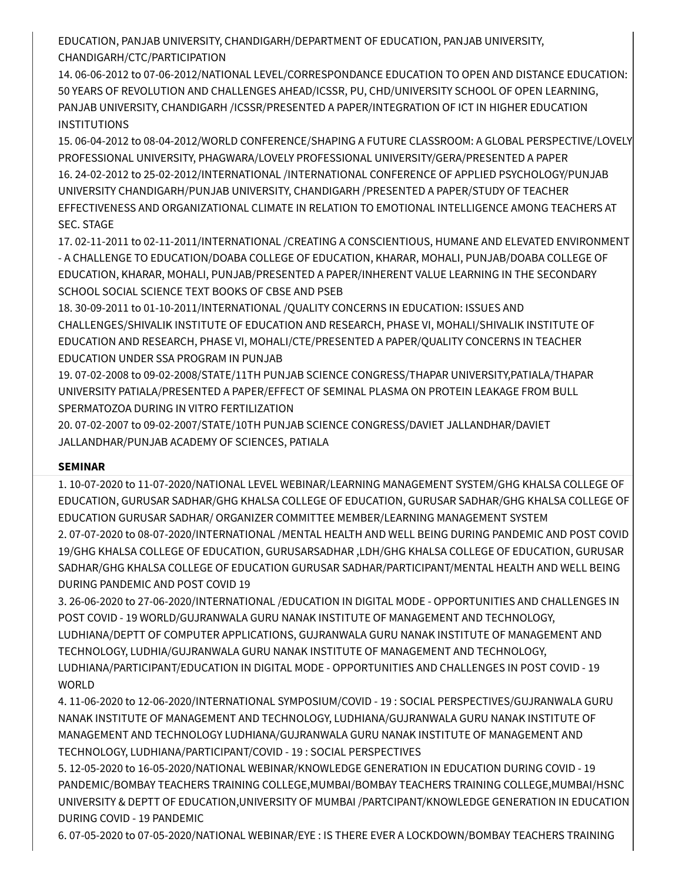EDUCATION, PANJAB UNIVERSITY, CHANDIGARH/DEPARTMENT OF EDUCATION, PANJAB UNIVERSITY, CHANDIGARH/CTC/PARTICIPATION

14. 06-06-2012 to 07-06-2012/NATIONAL LEVEL/CORRESPONDANCE EDUCATION TO OPEN AND DISTANCE EDUCATION: 50 YEARS OF REVOLUTION AND CHALLENGES AHEAD/ICSSR, PU, CHD/UNIVERSITY SCHOOL OF OPEN LEARNING, PANJAB UNIVERSITY, CHANDIGARH /ICSSR/PRESENTED A PAPER/INTEGRATION OF ICT IN HIGHER EDUCATION INSTITUTIONS
15. 06-04-2012 to 08-04-2012/WORLD CONFERENCE/SHAPING A FUTURE CLASSROOM: A GLOBAL PERSPECTIVE/LOVELY PROFESSIONAL UNIVERSITY, PHAGWARA/LOVELY PROFESSIONAL UNIVERSITY/GERA/PRESENTED A PAPER
16. 24-02-2012 to 25-02-2012/INTERNATIONAL /INTERNATIONAL CONFERENCE OF APPLIED PSYCHOLOGY/PUNJAB UNIVERSITY CHANDIGARH/PUNJAB UNIVERSITY, CHANDIGARH /PRESENTED A PAPER/STUDY OF TEACHER EFFECTIVENESS AND ORGANIZATIONAL CLIMATE IN RELATION TO EMOTIONAL INTELLIGENCE AMONG TEACHERS AT SEC. STAGE
17. 02-11-2011 to 02-11-2011/INTERNATIONAL /CREATING A CONSCIENTIOUS, HUMANE AND ELEVATED ENVIRONMENT - A CHALLENGE TO EDUCATION/DOABA COLLEGE OF EDUCATION, KHARAR, MOHALI, PUNJAB/DOABA COLLEGE OF EDUCATION, KHARAR, MOHALI, PUNJAB/PRESENTED A PAPER/INHERENT VALUE LEARNING IN THE SECONDARY SCHOOL SOCIAL SCIENCE TEXT BOOKS OF CBSE AND PSEB
18. 30-09-2011 to 01-10-2011/INTERNATIONAL /QUALITY CONCERNS IN EDUCATION: ISSUES AND CHALLENGES/SHIVALIK INSTITUTE OF EDUCATION AND RESEARCH, PHASE VI, MOHALI/SHIVALIK INSTITUTE OF EDUCATION AND RESEARCH, PHASE VI, MOHALI/CTE/PRESENTED A PAPER/QUALITY CONCERNS IN TEACHER EDUCATION UNDER SSA PROGRAM IN PUNJAB
19. 07-02-2008 to 09-02-2008/STATE/11TH PUNJAB SCIENCE CONGRESS/THAPAR UNIVERSITY,PATIALA/THAPAR UNIVERSITY PATIALA/PRESENTED A PAPER/EFFECT OF SEMINAL PLASMA ON PROTEIN LEAKAGE FROM BULL SPERMATOZOA DURING IN VITRO FERTILIZATION
20. 07-02-2007 to 09-02-2007/STATE/10TH PUNJAB SCIENCE CONGRESS/DAVIET JALLANDHAR/DAVIET JALLANDHAR/PUNJAB ACADEMY OF SCIENCES, PATIALA

**SEMINAR**

1. 10-07-2020 to 11-07-2020/NATIONAL LEVEL WEBINAR/LEARNING MANAGEMENT SYSTEM/GHG KHALSA COLLEGE OF EDUCATION, GURUSAR SADHAR/GHG KHALSA COLLEGE OF EDUCATION, GURUSAR SADHAR/GHG KHALSA COLLEGE OF EDUCATION GURUSAR SADHAR/ ORGANIZER COMMITTEE MEMBER/LEARNING MANAGEMENT SYSTEM
2. 07-07-2020 to 08-07-2020/INTERNATIONAL /MENTAL HEALTH AND WELL BEING DURING PANDEMIC AND POST COVID 19/GHG KHALSA COLLEGE OF EDUCATION, GURUSARSADHAR ,LDH/GHG KHALSA COLLEGE OF EDUCATION, GURUSAR SADHAR/GHG KHALSA COLLEGE OF EDUCATION GURUSAR SADHAR/PARTICIPANT/MENTAL HEALTH AND WELL BEING DURING PANDEMIC AND POST COVID 19
3. 26-06-2020 to 27-06-2020/INTERNATIONAL /EDUCATION IN DIGITAL MODE - OPPORTUNITIES AND CHALLENGES IN POST COVID - 19 WORLD/GUJRANWALA GURU NANAK INSTITUTE OF MANAGEMENT AND TECHNOLOGY, LUDHIANA/DEPTT OF COMPUTER APPLICATIONS, GUJRANWALA GURU NANAK INSTITUTE OF MANAGEMENT AND TECHNOLOGY, LUDHIA/GUJRANWALA GURU NANAK INSTITUTE OF MANAGEMENT AND TECHNOLOGY, LUDHIANA/PARTICIPANT/EDUCATION IN DIGITAL MODE - OPPORTUNITIES AND CHALLENGES IN POST COVID - 19 WORLD
4. 11-06-2020 to 12-06-2020/INTERNATIONAL SYMPOSIUM/COVID - 19 : SOCIAL PERSPECTIVES/GUJRANWALA GURU NANAK INSTITUTE OF MANAGEMENT AND TECHNOLOGY, LUDHIANA/GUJRANWALA GURU NANAK INSTITUTE OF MANAGEMENT AND TECHNOLOGY LUDHIANA/GUJRANWALA GURU NANAK INSTITUTE OF MANAGEMENT AND TECHNOLOGY, LUDHIANA/PARTICIPANT/COVID - 19 : SOCIAL PERSPECTIVES
5. 12-05-2020 to 16-05-2020/NATIONAL WEBINAR/KNOWLEDGE GENERATION IN EDUCATION DURING COVID - 19 PANDEMIC/BOMBAY TEACHERS TRAINING COLLEGE,MUMBAI/BOMBAY TEACHERS TRAINING COLLEGE,MUMBAI/HSNC UNIVERSITY & DEPTT OF EDUCATION,UNIVERSITY OF MUMBAI /PARTCIPANT/KNOWLEDGE GENERATION IN EDUCATION DURING COVID - 19 PANDEMIC
6. 07-05-2020 to 07-05-2020/NATIONAL WEBINAR/EYE : IS THERE EVER A LOCKDOWN/BOMBAY TEACHERS TRAINING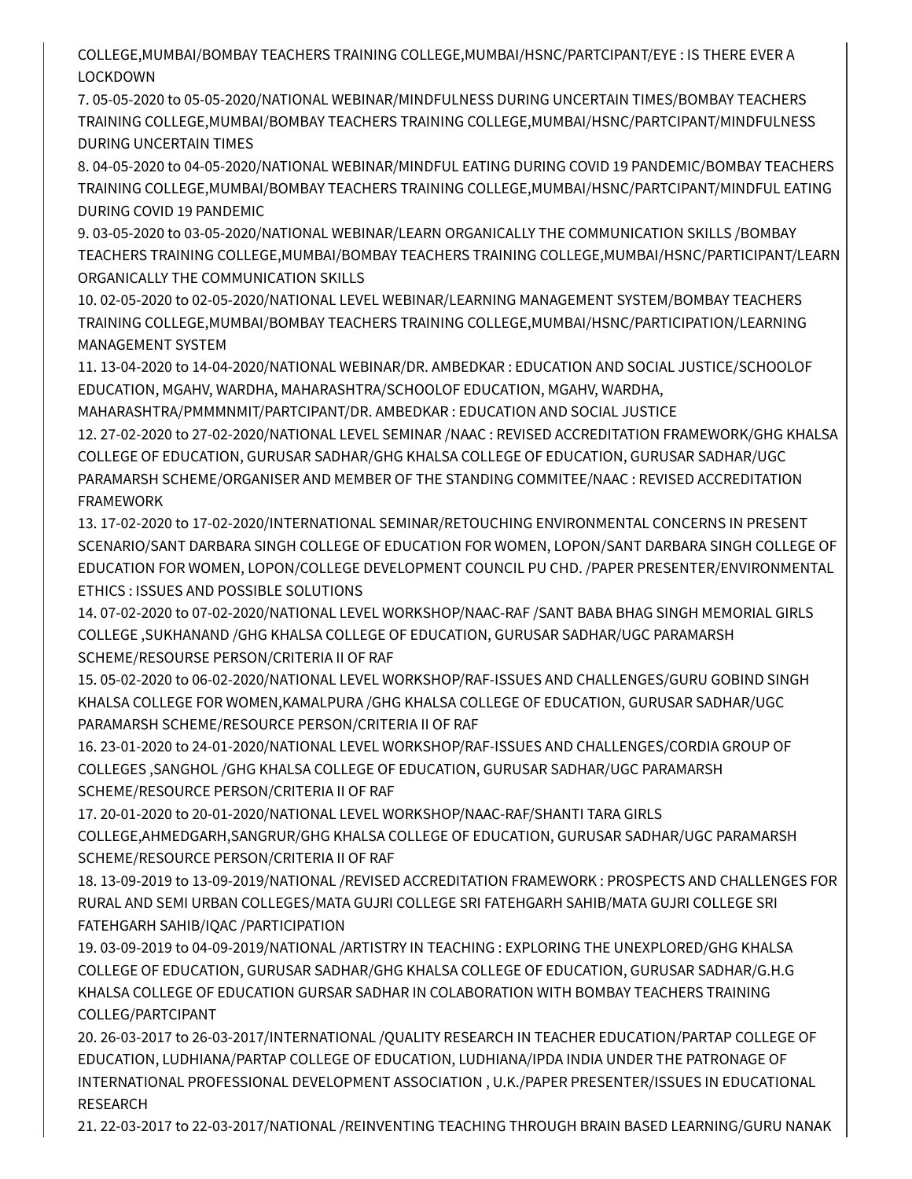COLLEGE,MUMBAI/BOMBAY TEACHERS TRAINING COLLEGE,MUMBAI/HSNC/PARTCIPANT/EYE : IS THERE EVER A LOCKDOWN

7. 05-05-2020 to 05-05-2020/NATIONAL WEBINAR/MINDFULNESS DURING UNCERTAIN TIMES/BOMBAY TEACHERS TRAINING COLLEGE,MUMBAI/BOMBAY TEACHERS TRAINING COLLEGE,MUMBAI/HSNC/PARTCIPANT/MINDFULNESS DURING UNCERTAIN TIMES
8. 04-05-2020 to 04-05-2020/NATIONAL WEBINAR/MINDFUL EATING DURING COVID 19 PANDEMIC/BOMBAY TEACHERS TRAINING COLLEGE,MUMBAI/BOMBAY TEACHERS TRAINING COLLEGE,MUMBAI/HSNC/PARTCIPANT/MINDFUL EATING DURING COVID 19 PANDEMIC
9. 03-05-2020 to 03-05-2020/NATIONAL WEBINAR/LEARN ORGANICALLY THE COMMUNICATION SKILLS /BOMBAY TEACHERS TRAINING COLLEGE,MUMBAI/BOMBAY TEACHERS TRAINING COLLEGE,MUMBAI/HSNC/PARTICIPANT/LEARN ORGANICALLY THE COMMUNICATION SKILLS
10. 02-05-2020 to 02-05-2020/NATIONAL LEVEL WEBINAR/LEARNING MANAGEMENT SYSTEM/BOMBAY TEACHERS TRAINING COLLEGE,MUMBAI/BOMBAY TEACHERS TRAINING COLLEGE,MUMBAI/HSNC/PARTICIPATION/LEARNING MANAGEMENT SYSTEM
11. 13-04-2020 to 14-04-2020/NATIONAL WEBINAR/DR. AMBEDKAR : EDUCATION AND SOCIAL JUSTICE/SCHOOLOF EDUCATION, MGAHV, WARDHA, MAHARASHTRA/SCHOOLOF EDUCATION, MGAHV, WARDHA, MAHARASHTRA/PMMMNMIT/PARTCIPANT/DR. AMBEDKAR : EDUCATION AND SOCIAL JUSTICE
12. 27-02-2020 to 27-02-2020/NATIONAL LEVEL SEMINAR /NAAC : REVISED ACCREDITATION FRAMEWORK/GHG KHALSA COLLEGE OF EDUCATION, GURUSAR SADHAR/GHG KHALSA COLLEGE OF EDUCATION, GURUSAR SADHAR/UGC PARAMARSH SCHEME/ORGANISER AND MEMBER OF THE STANDING COMMITEE/NAAC : REVISED ACCREDITATION FRAMEWORK
13. 17-02-2020 to 17-02-2020/INTERNATIONAL SEMINAR/RETOUCHING ENVIRONMENTAL CONCERNS IN PRESENT SCENARIO/SANT DARBARA SINGH COLLEGE OF EDUCATION FOR WOMEN, LOPON/SANT DARBARA SINGH COLLEGE OF EDUCATION FOR WOMEN, LOPON/COLLEGE DEVELOPMENT COUNCIL PU CHD. /PAPER PRESENTER/ENVIRONMENTAL ETHICS : ISSUES AND POSSIBLE SOLUTIONS
14. 07-02-2020 to 07-02-2020/NATIONAL LEVEL WORKSHOP/NAAC-RAF /SANT BABA BHAG SINGH MEMORIAL GIRLS COLLEGE ,SUKHANAND /GHG KHALSA COLLEGE OF EDUCATION, GURUSAR SADHAR/UGC PARAMARSH SCHEME/RESOURSE PERSON/CRITERIA II OF RAF
15. 05-02-2020 to 06-02-2020/NATIONAL LEVEL WORKSHOP/RAF-ISSUES AND CHALLENGES/GURU GOBIND SINGH KHALSA COLLEGE FOR WOMEN,KAMALPURA /GHG KHALSA COLLEGE OF EDUCATION, GURUSAR SADHAR/UGC PARAMARSH SCHEME/RESOURCE PERSON/CRITERIA II OF RAF
16. 23-01-2020 to 24-01-2020/NATIONAL LEVEL WORKSHOP/RAF-ISSUES AND CHALLENGES/CORDIA GROUP OF COLLEGES ,SANGHOL /GHG KHALSA COLLEGE OF EDUCATION, GURUSAR SADHAR/UGC PARAMARSH SCHEME/RESOURCE PERSON/CRITERIA II OF RAF
17. 20-01-2020 to 20-01-2020/NATIONAL LEVEL WORKSHOP/NAAC-RAF/SHANTI TARA GIRLS COLLEGE,AHMEDGARH,SANGRUR/GHG KHALSA COLLEGE OF EDUCATION, GURUSAR SADHAR/UGC PARAMARSH SCHEME/RESOURCE PERSON/CRITERIA II OF RAF
18. 13-09-2019 to 13-09-2019/NATIONAL /REVISED ACCREDITATION FRAMEWORK : PROSPECTS AND CHALLENGES FOR RURAL AND SEMI URBAN COLLEGES/MATA GUJRI COLLEGE SRI FATEHGARH SAHIB/MATA GUJRI COLLEGE SRI FATEHGARH SAHIB/IQAC /PARTICIPATION
19. 03-09-2019 to 04-09-2019/NATIONAL /ARTISTRY IN TEACHING : EXPLORING THE UNEXPLORED/GHG KHALSA COLLEGE OF EDUCATION, GURUSAR SADHAR/GHG KHALSA COLLEGE OF EDUCATION, GURUSAR SADHAR/G.H.G KHALSA COLLEGE OF EDUCATION GURSAR SADHAR IN COLABORATION WITH BOMBAY TEACHERS TRAINING COLLEG/PARTCIPANT
20. 26-03-2017 to 26-03-2017/INTERNATIONAL /QUALITY RESEARCH IN TEACHER EDUCATION/PARTAP COLLEGE OF EDUCATION, LUDHIANA/PARTAP COLLEGE OF EDUCATION, LUDHIANA/IPDA INDIA UNDER THE PATRONAGE OF INTERNATIONAL PROFESSIONAL DEVELOPMENT ASSOCIATION , U.K./PAPER PRESENTER/ISSUES IN EDUCATIONAL RESEARCH
21. 22-03-2017 to 22-03-2017/NATIONAL /REINVENTING TEACHING THROUGH BRAIN BASED LEARNING/GURU NANAK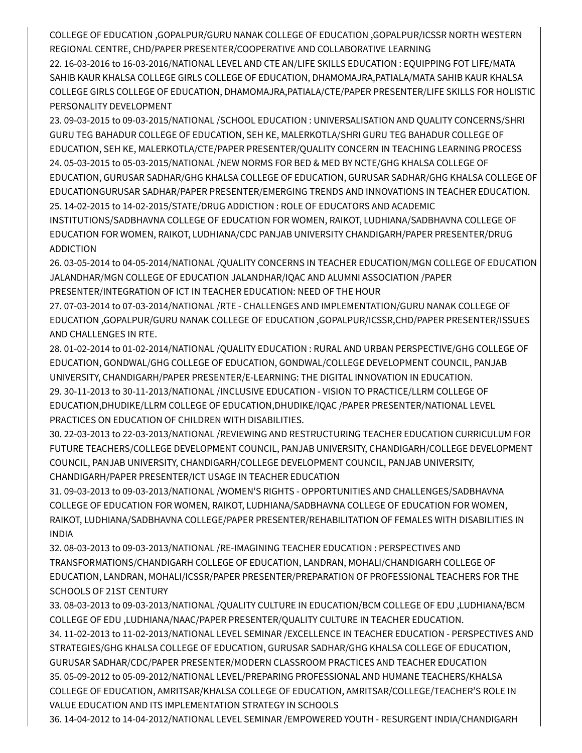COLLEGE OF EDUCATION ,GOPALPUR/GURU NANAK COLLEGE OF EDUCATION ,GOPALPUR/ICSSR NORTH WESTERN REGIONAL CENTRE, CHD/PAPER PRESENTER/COOPERATIVE AND COLLABORATIVE LEARNING

22. 16-03-2016 to 16-03-2016/NATIONAL LEVEL AND CTE AN/LIFE SKILLS EDUCATION : EQUIPPING FOT LIFE/MATA SAHIB KAUR KHALSA COLLEGE GIRLS COLLEGE OF EDUCATION, DHAMOMAJRA,PATIALA/MATA SAHIB KAUR KHALSA COLLEGE GIRLS COLLEGE OF EDUCATION, DHAMOMAJRA,PATIALA/CTE/PAPER PRESENTER/LIFE SKILLS FOR HOLISTIC PERSONALITY DEVELOPMENT
23. 09-03-2015 to 09-03-2015/NATIONAL /SCHOOL EDUCATION : UNIVERSALISATION AND QUALITY CONCERNS/SHRI GURU TEG BAHADUR COLLEGE OF EDUCATION, SEH KE, MALERKOTLA/SHRI GURU TEG BAHADUR COLLEGE OF EDUCATION, SEH KE, MALERKOTLA/CTE/PAPER PRESENTER/QUALITY CONCERN IN TEACHING LEARNING PROCESS
24. 05-03-2015 to 05-03-2015/NATIONAL /NEW NORMS FOR BED & MED BY NCTE/GHG KHALSA COLLEGE OF EDUCATION, GURUSAR SADHAR/GHG KHALSA COLLEGE OF EDUCATION, GURUSAR SADHAR/GHG KHALSA COLLEGE OF EDUCATIONGURUSAR SADHAR/PAPER PRESENTER/EMERGING TRENDS AND INNOVATIONS IN TEACHER EDUCATION.
25. 14-02-2015 to 14-02-2015/STATE/DRUG ADDICTION : ROLE OF EDUCATORS AND ACADEMIC INSTITUTIONS/SADBHAVNA COLLEGE OF EDUCATION FOR WOMEN, RAIKOT, LUDHIANA/SADBHAVNA COLLEGE OF EDUCATION FOR WOMEN, RAIKOT, LUDHIANA/CDC PANJAB UNIVERSITY CHANDIGARH/PAPER PRESENTER/DRUG ADDICTION
26. 03-05-2014 to 04-05-2014/NATIONAL /QUALITY CONCERNS IN TEACHER EDUCATION/MGN COLLEGE OF EDUCATION JALANDHAR/MGN COLLEGE OF EDUCATION JALANDHAR/IQAC AND ALUMNI ASSOCIATION /PAPER PRESENTER/INTEGRATION OF ICT IN TEACHER EDUCATION: NEED OF THE HOUR
27. 07-03-2014 to 07-03-2014/NATIONAL /RTE - CHALLENGES AND IMPLEMENTATION/GURU NANAK COLLEGE OF EDUCATION ,GOPALPUR/GURU NANAK COLLEGE OF EDUCATION ,GOPALPUR/ICSSR,CHD/PAPER PRESENTER/ISSUES AND CHALLENGES IN RTE.
28. 01-02-2014 to 01-02-2014/NATIONAL /QUALITY EDUCATION : RURAL AND URBAN PERSPECTIVE/GHG COLLEGE OF EDUCATION, GONDWAL/GHG COLLEGE OF EDUCATION, GONDWAL/COLLEGE DEVELOPMENT COUNCIL, PANJAB UNIVERSITY, CHANDIGARH/PAPER PRESENTER/E-LEARNING: THE DIGITAL INNOVATION IN EDUCATION.
29. 30-11-2013 to 30-11-2013/NATIONAL /INCLUSIVE EDUCATION - VISION TO PRACTICE/LLRM COLLEGE OF EDUCATION,DHUDIKE/LLRM COLLEGE OF EDUCATION,DHUDIKE/IQAC /PAPER PRESENTER/NATIONAL LEVEL PRACTICES ON EDUCATION OF CHILDREN WITH DISABILITIES.
30. 22-03-2013 to 22-03-2013/NATIONAL /REVIEWING AND RESTRUCTURING TEACHER EDUCATION CURRICULUM FOR FUTURE TEACHERS/COLLEGE DEVELOPMENT COUNCIL, PANJAB UNIVERSITY, CHANDIGARH/COLLEGE DEVELOPMENT COUNCIL, PANJAB UNIVERSITY, CHANDIGARH/COLLEGE DEVELOPMENT COUNCIL, PANJAB UNIVERSITY, CHANDIGARH/PAPER PRESENTER/ICT USAGE IN TEACHER EDUCATION
31. 09-03-2013 to 09-03-2013/NATIONAL /WOMEN'S RIGHTS - OPPORTUNITIES AND CHALLENGES/SADBHAVNA COLLEGE OF EDUCATION FOR WOMEN, RAIKOT, LUDHIANA/SADBHAVNA COLLEGE OF EDUCATION FOR WOMEN, RAIKOT, LUDHIANA/SADBHAVNA COLLEGE/PAPER PRESENTER/REHABILITATION OF FEMALES WITH DISABILITIES IN INDIA
32. 08-03-2013 to 09-03-2013/NATIONAL /RE-IMAGINING TEACHER EDUCATION : PERSPECTIVES AND TRANSFORMATIONS/CHANDIGARH COLLEGE OF EDUCATION, LANDRAN, MOHALI/CHANDIGARH COLLEGE OF EDUCATION, LANDRAN, MOHALI/ICSSR/PAPER PRESENTER/PREPARATION OF PROFESSIONAL TEACHERS FOR THE SCHOOLS OF 21ST CENTURY
33. 08-03-2013 to 09-03-2013/NATIONAL /QUALITY CULTURE IN EDUCATION/BCM COLLEGE OF EDU ,LUDHIANA/BCM COLLEGE OF EDU ,LUDHIANA/NAAC/PAPER PRESENTER/QUALITY CULTURE IN TEACHER EDUCATION.
34. 11-02-2013 to 11-02-2013/NATIONAL LEVEL SEMINAR /EXCELLENCE IN TEACHER EDUCATION - PERSPECTIVES AND STRATEGIES/GHG KHALSA COLLEGE OF EDUCATION, GURUSAR SADHAR/GHG KHALSA COLLEGE OF EDUCATION, GURUSAR SADHAR/CDC/PAPER PRESENTER/MODERN CLASSROOM PRACTICES AND TEACHER EDUCATION
35. 05-09-2012 to 05-09-2012/NATIONAL LEVEL/PREPARING PROFESSIONAL AND HUMANE TEACHERS/KHALSA COLLEGE OF EDUCATION, AMRITSAR/KHALSA COLLEGE OF EDUCATION, AMRITSAR/COLLEGE/TEACHER'S ROLE IN VALUE EDUCATION AND ITS IMPLEMENTATION STRATEGY IN SCHOOLS
36. 14-04-2012 to 14-04-2012/NATIONAL LEVEL SEMINAR /EMPOWERED YOUTH - RESURGENT INDIA/CHANDIGARH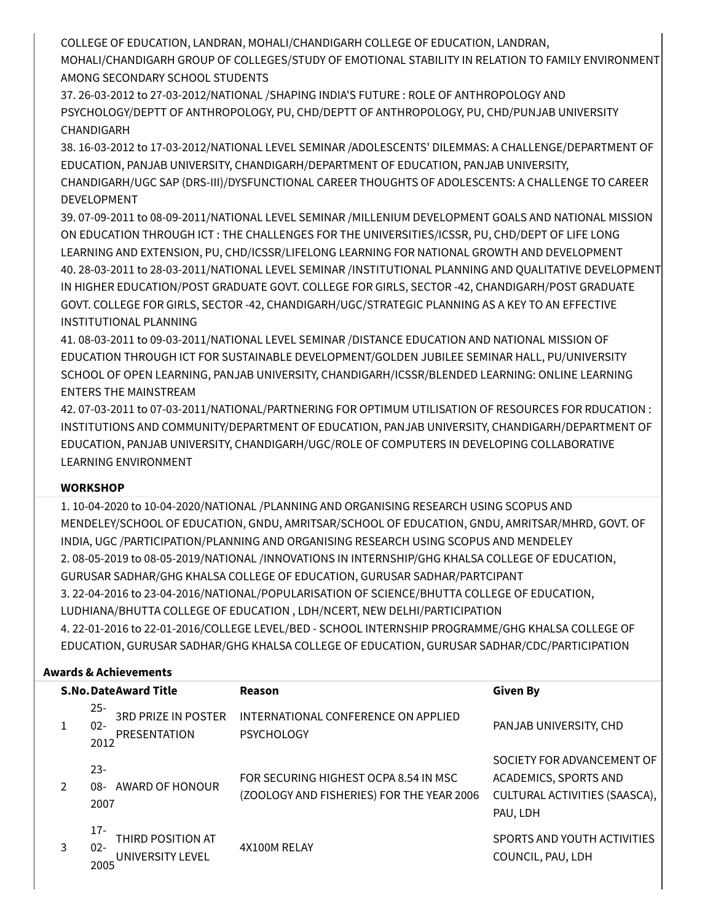COLLEGE OF EDUCATION, LANDRAN, MOHALI/CHANDIGARH COLLEGE OF EDUCATION, LANDRAN, MOHALI/CHANDIGARH GROUP OF COLLEGES/STUDY OF EMOTIONAL STABILITY IN RELATION TO FAMILY ENVIRONMENT AMONG SECONDARY SCHOOL STUDENTS

37. 26-03-2012 to 27-03-2012/NATIONAL /SHAPING INDIA'S FUTURE : ROLE OF ANTHROPOLOGY AND PSYCHOLOGY/DEPTT OF ANTHROPOLOGY, PU, CHD/DEPTT OF ANTHROPOLOGY, PU, CHD/PUNJAB UNIVERSITY CHANDIGARH
38. 16-03-2012 to 17-03-2012/NATIONAL LEVEL SEMINAR /ADOLESCENTS' DILEMMAS: A CHALLENGE/DEPARTMENT OF EDUCATION, PANJAB UNIVERSITY, CHANDIGARH/DEPARTMENT OF EDUCATION, PANJAB UNIVERSITY, CHANDIGARH/UGC SAP (DRS-III)/DYSFUNCTIONAL CAREER THOUGHTS OF ADOLESCENTS: A CHALLENGE TO CAREER DEVELOPMENT
39. 07-09-2011 to 08-09-2011/NATIONAL LEVEL SEMINAR /MILLENIUM DEVELOPMENT GOALS AND NATIONAL MISSION ON EDUCATION THROUGH ICT : THE CHALLENGES FOR THE UNIVERSITIES/ICSSR, PU, CHD/DEPT OF LIFE LONG LEARNING AND EXTENSION, PU, CHD/ICSSR/LIFELONG LEARNING FOR NATIONAL GROWTH AND DEVELOPMENT
40. 28-03-2011 to 28-03-2011/NATIONAL LEVEL SEMINAR /INSTITUTIONAL PLANNING AND QUALITATIVE DEVELOPMENT IN HIGHER EDUCATION/POST GRADUATE GOVT. COLLEGE FOR GIRLS, SECTOR -42, CHANDIGARH/POST GRADUATE GOVT. COLLEGE FOR GIRLS, SECTOR -42, CHANDIGARH/UGC/STRATEGIC PLANNING AS A KEY TO AN EFFECTIVE INSTITUTIONAL PLANNING
41. 08-03-2011 to 09-03-2011/NATIONAL LEVEL SEMINAR /DISTANCE EDUCATION AND NATIONAL MISSION OF EDUCATION THROUGH ICT FOR SUSTAINABLE DEVELOPMENT/GOLDEN JUBILEE SEMINAR HALL, PU/UNIVERSITY SCHOOL OF OPEN LEARNING, PANJAB UNIVERSITY, CHANDIGARH/ICSSR/BLENDED LEARNING: ONLINE LEARNING ENTERS THE MAINSTREAM
42. 07-03-2011 to 07-03-2011/NATIONAL/PARTNERING FOR OPTIMUM UTILISATION OF RESOURCES FOR RDUCATION : INSTITUTIONS AND COMMUNITY/DEPARTMENT OF EDUCATION, PANJAB UNIVERSITY, CHANDIGARH/DEPARTMENT OF EDUCATION, PANJAB UNIVERSITY, CHANDIGARH/UGC/ROLE OF COMPUTERS IN DEVELOPING COLLABORATIVE LEARNING ENVIRONMENT

**WORKSHOP**

1. 10-04-2020 to 10-04-2020/NATIONAL /PLANNING AND ORGANISING RESEARCH USING SCOPUS AND MENDELEY/SCHOOL OF EDUCATION, GNDU, AMRITSAR/SCHOOL OF EDUCATION, GNDU, AMRITSAR/MHRD, GOVT. OF INDIA, UGC /PARTICIPATION/PLANNING AND ORGANISING RESEARCH USING SCOPUS AND MENDELEY
2. 08-05-2019 to 08-05-2019/NATIONAL /INNOVATIONS IN INTERNSHIP/GHG KHALSA COLLEGE OF EDUCATION, GURUSAR SADHAR/GHG KHALSA COLLEGE OF EDUCATION, GURUSAR SADHAR/PARTCIPANT
3. 22-04-2016 to 23-04-2016/NATIONAL/POPULARISATION OF SCIENCE/BHUTTA COLLEGE OF EDUCATION, LUDHIANA/BHUTTA COLLEGE OF EDUCATION , LDH/NCERT, NEW DELHI/PARTICIPATION
4. 22-01-2016 to 22-01-2016/COLLEGE LEVEL/BED - SCHOOL INTERNSHIP PROGRAMME/GHG KHALSA COLLEGE OF EDUCATION, GURUSAR SADHAR/GHG KHALSA COLLEGE OF EDUCATION, GURUSAR SADHAR/CDC/PARTICIPATION

**Awards & Achievements**

| S.No. | Date | Award Title | Reason | Given By |
|---|---|---|---|---|
| 1 | 25-02-2012 | 3RD PRIZE IN POSTER PRESENTATION | INTERNATIONAL CONFERENCE ON APPLIED PSYCHOLOGY | PANJAB UNIVERSITY, CHD |
| 2 | 23-08-2007 | AWARD OF HONOUR | FOR SECURING HIGHEST OCPA 8.54 IN MSC (ZOOLOGY AND FISHERIES) FOR THE YEAR 2006 | SOCIETY FOR ADVANCEMENT OF ACADEMICS, SPORTS AND CULTURAL ACTIVITIES (SAASCA), PAU, LDH |
| 3 | 17-02-2005 | THIRD POSITION AT UNIVERSITY LEVEL | 4X100M RELAY | SPORTS AND YOUTH ACTIVITIES COUNCIL, PAU, LDH |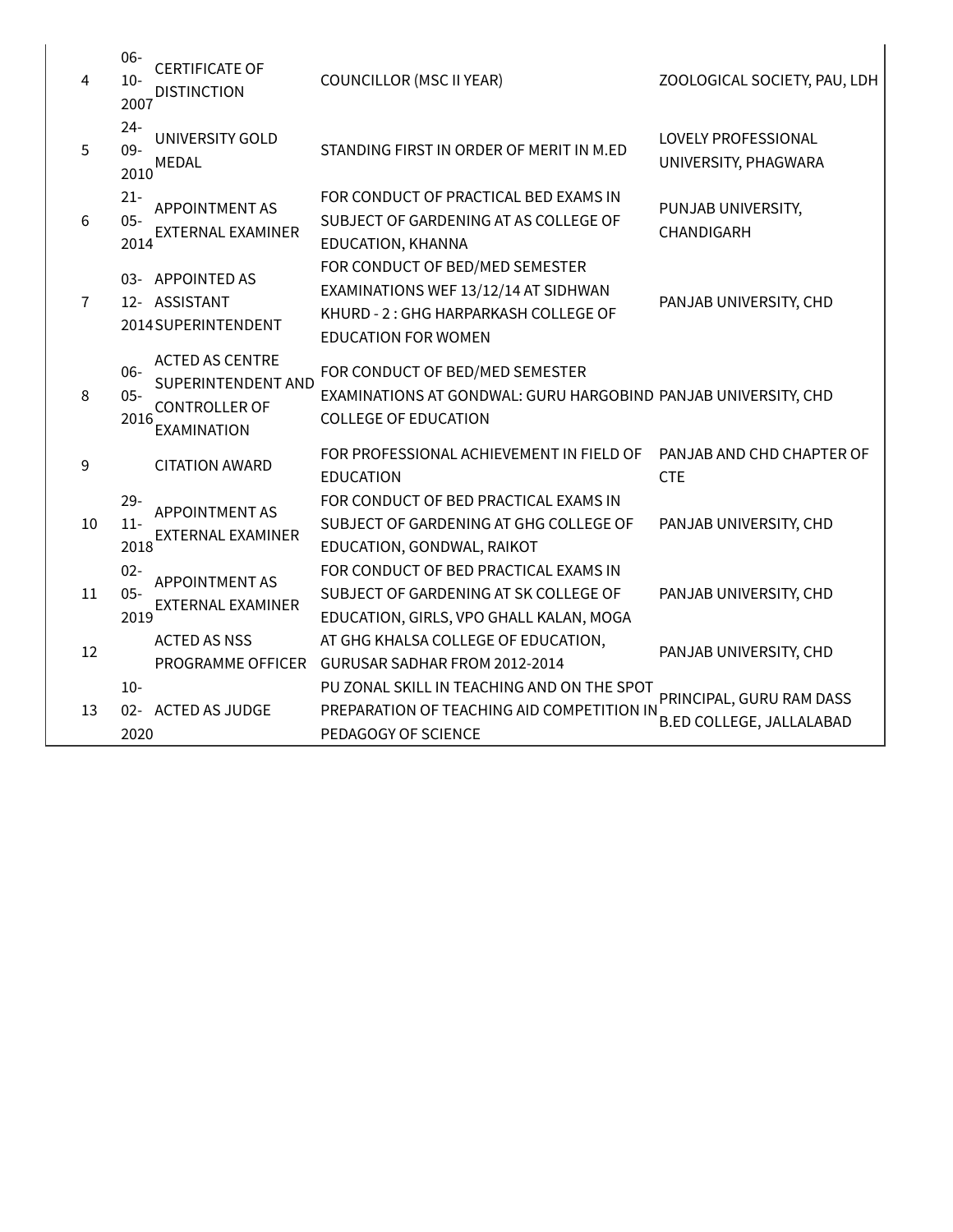| | | | | |
|---|---|---|---|---|
| 4 | 06-10-2007 | CERTIFICATE OF DISTINCTION | COUNCILLOR (MSC II YEAR) | ZOOLOGICAL SOCIETY, PAU, LDH |
| 5 | 24-09-2010 | UNIVERSITY GOLD MEDAL | STANDING FIRST IN ORDER OF MERIT IN M.ED | LOVELY PROFESSIONAL UNIVERSITY, PHAGWARA |
| 6 | 21-05-2014 | APPOINTMENT AS EXTERNAL EXAMINER | FOR CONDUCT OF PRACTICAL BED EXAMS IN SUBJECT OF GARDENING AT AS COLLEGE OF EDUCATION, KHANNA | PUNJAB UNIVERSITY, CHANDIGARH |
| 7 | 03-12-2014 | APPOINTED AS ASSISTANT SUPERINTENDENT | FOR CONDUCT OF BED/MED SEMESTER EXAMINATIONS WEF 13/12/14 AT SIDHWAN KHURD - 2 : GHG HARPARKASH COLLEGE OF EDUCATION FOR WOMEN | PANJAB UNIVERSITY, CHD |
| 8 | 06-05-2016 | ACTED AS CENTRE SUPERINTENDENT AND CONTROLLER OF EXAMINATION | FOR CONDUCT OF BED/MED SEMESTER EXAMINATIONS AT GONDWAL: GURU HARGOBIND COLLEGE OF EDUCATION | PANJAB UNIVERSITY, CHD |
| 9 | | CITATION AWARD | FOR PROFESSIONAL ACHIEVEMENT IN FIELD OF EDUCATION | PANJAB AND CHD CHAPTER OF CTE |
| 10 | 29-11-2018 | APPOINTMENT AS EXTERNAL EXAMINER | FOR CONDUCT OF BED PRACTICAL EXAMS IN SUBJECT OF GARDENING AT GHG COLLEGE OF EDUCATION, GONDWAL, RAIKOT | PANJAB UNIVERSITY, CHD |
| 11 | 02-05-2019 | APPOINTMENT AS EXTERNAL EXAMINER | FOR CONDUCT OF BED PRACTICAL EXAMS IN SUBJECT OF GARDENING AT SK COLLEGE OF EDUCATION, GIRLS, VPO GHALL KALAN, MOGA | PANJAB UNIVERSITY, CHD |
| 12 | | ACTED AS NSS PROGRAMME OFFICER | AT GHG KHALSA COLLEGE OF EDUCATION, GURUSAR SADHAR FROM 2012-2014 | PANJAB UNIVERSITY, CHD |
| 13 | 10-02-2020 | ACTED AS JUDGE | PU ZONAL SKILL IN TEACHING AND ON THE SPOT PREPARATION OF TEACHING AID COMPETITION IN PEDAGOGY OF SCIENCE | PRINCIPAL, GURU RAM DASS B.ED COLLEGE, JALLALABAD |